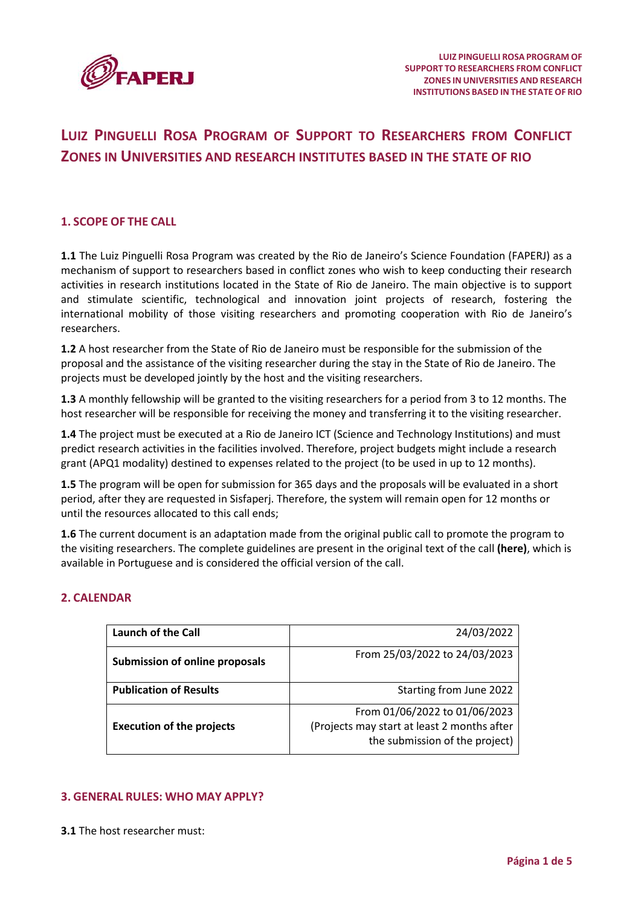# Luiz Pinguelli Rosa Program of Support to Researchers from Conflict Zones in Universities and research institutes based in the state of Rio

## 1. SCOPE OF THE CALL

**1.1** The Luiz Pinguelli Rosa Program was created by the Rio de Janeiro's Science Foundation (FAPERJ) as a mechanism of support to researchers based in conflict zones who wish to keep conducting their research activities in research institutions located in the State of Rio de Janeiro. The main objective is to support and stimulate scientific, technological and innovation joint projects of research, fostering the international mobility of those visiting researchers and promoting cooperation with Rio de Janeiro's researchers.

**1.2** A host researcher from the State of Rio de Janeiro must be responsible for the submission of the proposal and the assistance of the visiting researcher during the stay in the State of Rio de Janeiro. The projects must be developed jointly by the host and the visiting researchers.

**1.3** A monthly fellowship will be granted to the visiting researchers for a period from 3 to 12 months. The host researcher will be responsible for receiving the money and transferring it to the visiting researcher.

**1.4** The project must be executed at a Rio de Janeiro ICT (Science and Technology Institutions) and must predict research activities in the facilities involved. Therefore, project budgets might include a research grant (APQ1 modality) destined to expenses related to the project (to be used in up to 12 months).

**1.5** The program will be open for submission for 365 days and the proposals will be evaluated in a short period, after they are requested in Sisfaperj. Therefore, the system will remain open for 12 months or until the resources allocated to this call ends;

**1.6** The current document is an adaptation made from the original public call to promote the program to the visiting researchers. The complete guidelines are present in the original text of the call **(here)**, which is available in Portuguese and is considered the official version of the call.

## 2. CALENDAR

| | |
|---|---|
| **Launch of the Call** | 24/03/2022 |
| **Submission of online proposals** | From 25/03/2022 to 24/03/2023 |
| **Publication of Results** | Starting from June 2022 |
| **Execution of the projects** | From 01/06/2022 to 01/06/2023 (Projects may start at least 2 months after the submission of the project) |

## 3. GENERAL RULES: WHO MAY APPLY?

**3.1** The host researcher must: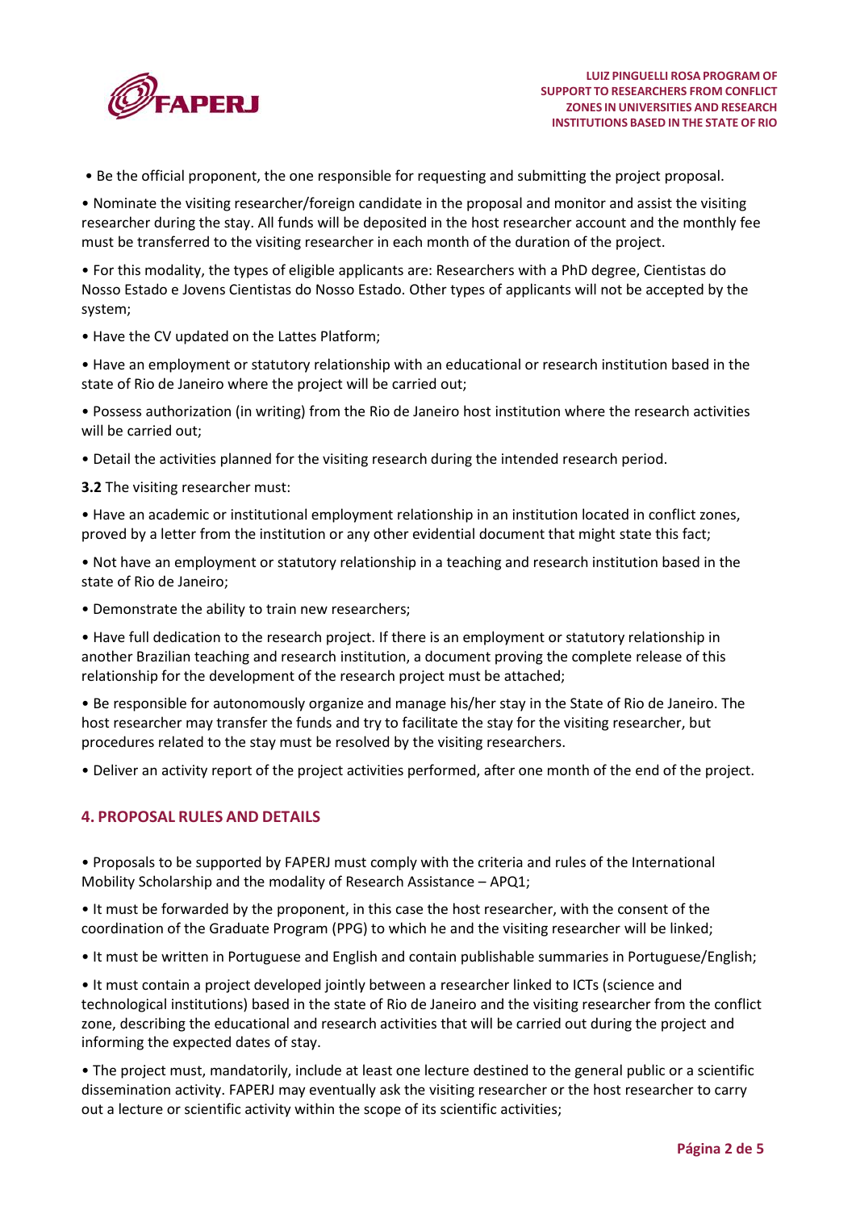- Be the official proponent, the one responsible for requesting and submitting the project proposal.
- Nominate the visiting researcher/foreign candidate in the proposal and monitor and assist the visiting researcher during the stay. All funds will be deposited in the host researcher account and the monthly fee must be transferred to the visiting researcher in each month of the duration of the project.
- For this modality, the types of eligible applicants are: Researchers with a PhD degree, Cientistas do Nosso Estado e Jovens Cientistas do Nosso Estado. Other types of applicants will not be accepted by the system;
- Have the CV updated on the Lattes Platform;
- Have an employment or statutory relationship with an educational or research institution based in the state of Rio de Janeiro where the project will be carried out;
- Possess authorization (in writing) from the Rio de Janeiro host institution where the research activities will be carried out;
- Detail the activities planned for the visiting research during the intended research period.

**3.2** The visiting researcher must:

- Have an academic or institutional employment relationship in an institution located in conflict zones, proved by a letter from the institution or any other evidential document that might state this fact;
- Not have an employment or statutory relationship in a teaching and research institution based in the state of Rio de Janeiro;
- Demonstrate the ability to train new researchers;
- Have full dedication to the research project. If there is an employment or statutory relationship in another Brazilian teaching and research institution, a document proving the complete release of this relationship for the development of the research project must be attached;
- Be responsible for autonomously organize and manage his/her stay in the State of Rio de Janeiro. The host researcher may transfer the funds and try to facilitate the stay for the visiting researcher, but procedures related to the stay must be resolved by the visiting researchers.
- Deliver an activity report of the project activities performed, after one month of the end of the project.

## 4. PROPOSAL RULES AND DETAILS

- Proposals to be supported by FAPERJ must comply with the criteria and rules of the International Mobility Scholarship and the modality of Research Assistance – APQ1;
- It must be forwarded by the proponent, in this case the host researcher, with the consent of the coordination of the Graduate Program (PPG) to which he and the visiting researcher will be linked;
- It must be written in Portuguese and English and contain publishable summaries in Portuguese/English;
- It must contain a project developed jointly between a researcher linked to ICTs (science and technological institutions) based in the state of Rio de Janeiro and the visiting researcher from the conflict zone, describing the educational and research activities that will be carried out during the project and informing the expected dates of stay.
- The project must, mandatorily, include at least one lecture destined to the general public or a scientific dissemination activity. FAPERJ may eventually ask the visiting researcher or the host researcher to carry out a lecture or scientific activity within the scope of its scientific activities;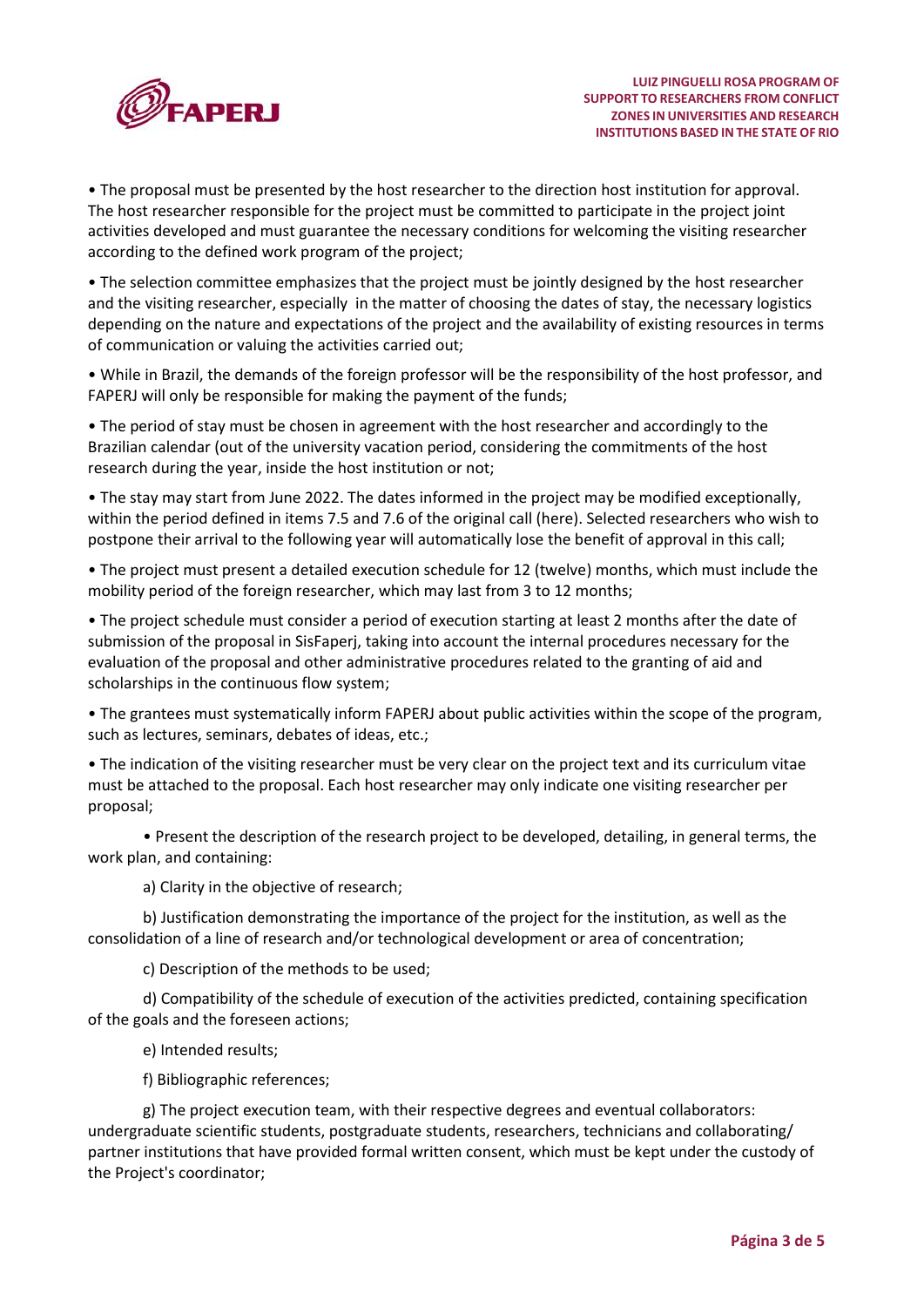• The proposal must be presented by the host researcher to the direction host institution for approval. The host researcher responsible for the project must be committed to participate in the project joint activities developed and must guarantee the necessary conditions for welcoming the visiting researcher according to the defined work program of the project;

• The selection committee emphasizes that the project must be jointly designed by the host researcher and the visiting researcher, especially in the matter of choosing the dates of stay, the necessary logistics depending on the nature and expectations of the project and the availability of existing resources in terms of communication or valuing the activities carried out;

• While in Brazil, the demands of the foreign professor will be the responsibility of the host professor, and FAPERJ will only be responsible for making the payment of the funds;

• The period of stay must be chosen in agreement with the host researcher and accordingly to the Brazilian calendar (out of the university vacation period, considering the commitments of the host research during the year, inside the host institution or not;

• The stay may start from June 2022. The dates informed in the project may be modified exceptionally, within the period defined in items 7.5 and 7.6 of the original call (here). Selected researchers who wish to postpone their arrival to the following year will automatically lose the benefit of approval in this call;

• The project must present a detailed execution schedule for 12 (twelve) months, which must include the mobility period of the foreign researcher, which may last from 3 to 12 months;

• The project schedule must consider a period of execution starting at least 2 months after the date of submission of the proposal in SisFaperj, taking into account the internal procedures necessary for the evaluation of the proposal and other administrative procedures related to the granting of aid and scholarships in the continuous flow system;

• The grantees must systematically inform FAPERJ about public activities within the scope of the program, such as lectures, seminars, debates of ideas, etc.;

• The indication of the visiting researcher must be very clear on the project text and its curriculum vitae must be attached to the proposal. Each host researcher may only indicate one visiting researcher per proposal;

• Present the description of the research project to be developed, detailing, in general terms, the work plan, and containing:

a) Clarity in the objective of research;

b) Justification demonstrating the importance of the project for the institution, as well as the consolidation of a line of research and/or technological development or area of concentration;

c) Description of the methods to be used;

d) Compatibility of the schedule of execution of the activities predicted, containing specification of the goals and the foreseen actions;

e) Intended results;

f) Bibliographic references;

g) The project execution team, with their respective degrees and eventual collaborators: undergraduate scientific students, postgraduate students, researchers, technicians and collaborating/ partner institutions that have provided formal written consent, which must be kept under the custody of the Project's coordinator;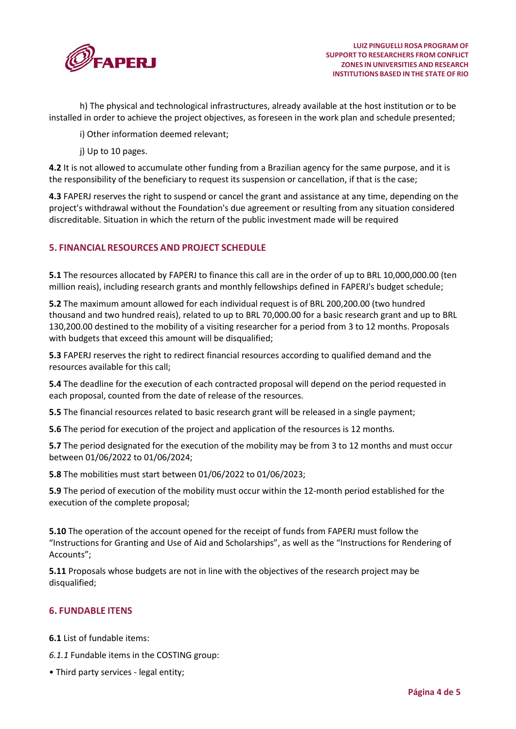h) The physical and technological infrastructures, already available at the host institution or to be installed in order to achieve the project objectives, as foreseen in the work plan and schedule presented;

i) Other information deemed relevant;

j) Up to 10 pages.

**4.2** It is not allowed to accumulate other funding from a Brazilian agency for the same purpose, and it is the responsibility of the beneficiary to request its suspension or cancellation, if that is the case;

**4.3** FAPERJ reserves the right to suspend or cancel the grant and assistance at any time, depending on the project's withdrawal without the Foundation's due agreement or resulting from any situation considered discreditable. Situation in which the return of the public investment made will be required

## 5. FINANCIAL RESOURCES AND PROJECT SCHEDULE

**5.1** The resources allocated by FAPERJ to finance this call are in the order of up to BRL 10,000,000.00 (ten million reais), including research grants and monthly fellowships defined in FAPERJ's budget schedule;

**5.2** The maximum amount allowed for each individual request is of BRL 200,200.00 (two hundred thousand and two hundred reais), related to up to BRL 70,000.00 for a basic research grant and up to BRL 130,200.00 destined to the mobility of a visiting researcher for a period from 3 to 12 months. Proposals with budgets that exceed this amount will be disqualified;

**5.3** FAPERJ reserves the right to redirect financial resources according to qualified demand and the resources available for this call;

**5.4** The deadline for the execution of each contracted proposal will depend on the period requested in each proposal, counted from the date of release of the resources.

**5.5** The financial resources related to basic research grant will be released in a single payment;

**5.6** The period for execution of the project and application of the resources is 12 months.

**5.7** The period designated for the execution of the mobility may be from 3 to 12 months and must occur between 01/06/2022 to 01/06/2024;

**5.8** The mobilities must start between 01/06/2022 to 01/06/2023;

**5.9** The period of execution of the mobility must occur within the 12-month period established for the execution of the complete proposal;

**5.10** The operation of the account opened for the receipt of funds from FAPERJ must follow the "Instructions for Granting and Use of Aid and Scholarships", as well as the "Instructions for Rendering of Accounts";

**5.11** Proposals whose budgets are not in line with the objectives of the research project may be disqualified;

## 6. FUNDABLE ITENS

**6.1** List of fundable items:

*6.1.1* Fundable items in the COSTING group:

- Third party services - legal entity;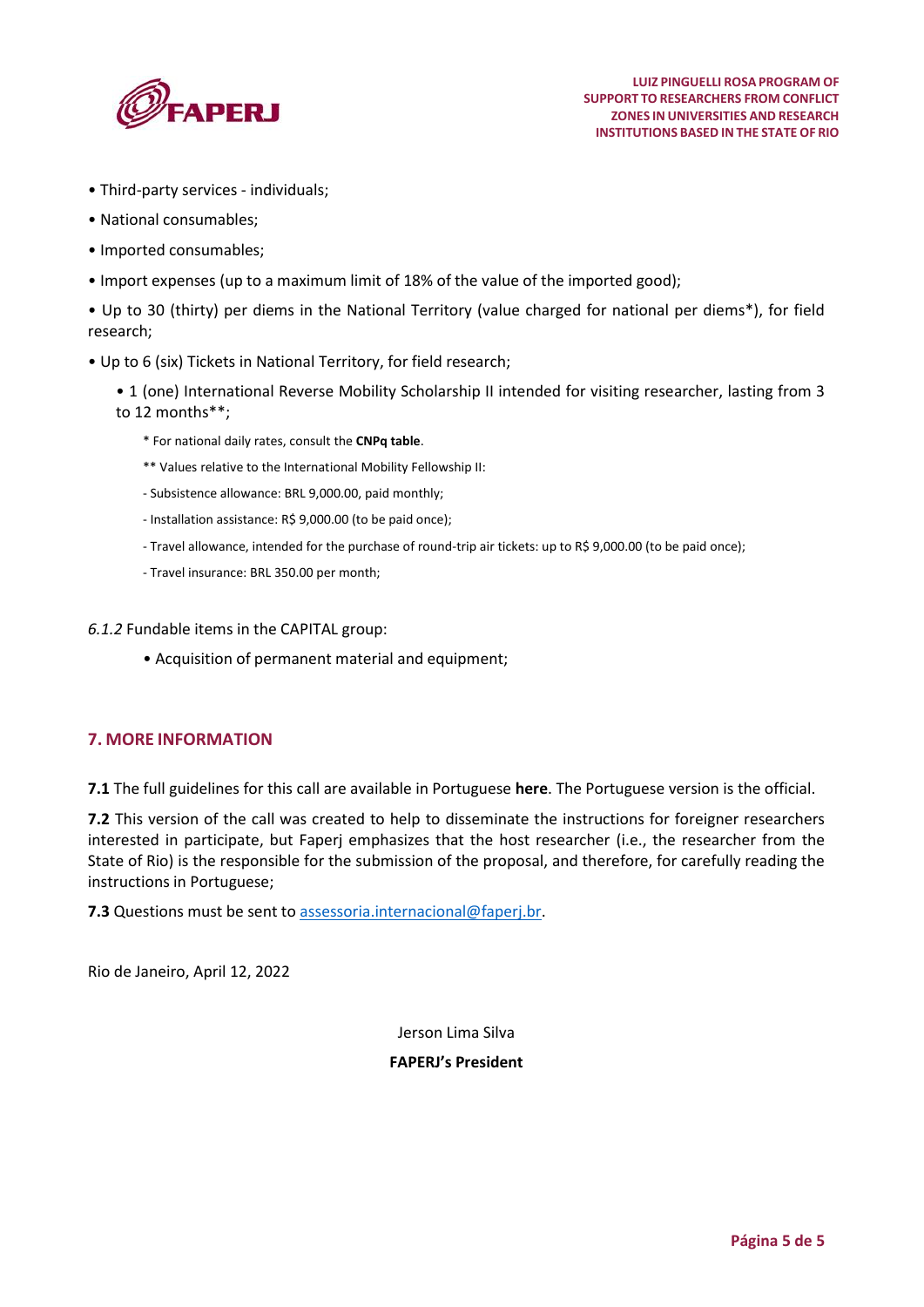- Third-party services - individuals;
- National consumables;
- Imported consumables;
- Import expenses (up to a maximum limit of 18% of the value of the imported good);
- Up to 30 (thirty) per diems in the National Territory (value charged for national per diems*), for field research;
- Up to 6 (six) Tickets in National Territory, for field research;
  - 1 (one) International Reverse Mobility Scholarship II intended for visiting researcher, lasting from 3 to 12 months**;

    * For national daily rates, consult the **CNPq table**.

    ** Values relative to the International Mobility Fellowship II:

    - Subsistence allowance: BRL 9,000.00, paid monthly;
    - Installation assistance: R$ 9,000.00 (to be paid once);
    - Travel allowance, intended for the purchase of round-trip air tickets: up to R$ 9,000.00 (to be paid once);
    - Travel insurance: BRL 350.00 per month;

*6.1.2* Fundable items in the CAPITAL group:

- Acquisition of permanent material and equipment;

## 7. MORE INFORMATION

**7.1** The full guidelines for this call are available in Portuguese **here**. The Portuguese version is the official.

**7.2** This version of the call was created to help to disseminate the instructions for foreigner researchers interested in participate, but Faperj emphasizes that the host researcher (i.e., the researcher from the State of Rio) is the responsible for the submission of the proposal, and therefore, for carefully reading the instructions in Portuguese;

**7.3** Questions must be sent to assessoria.internacional@faperj.br.

Rio de Janeiro, April 12, 2022

Jerson Lima Silva

**FAPERJ's President**